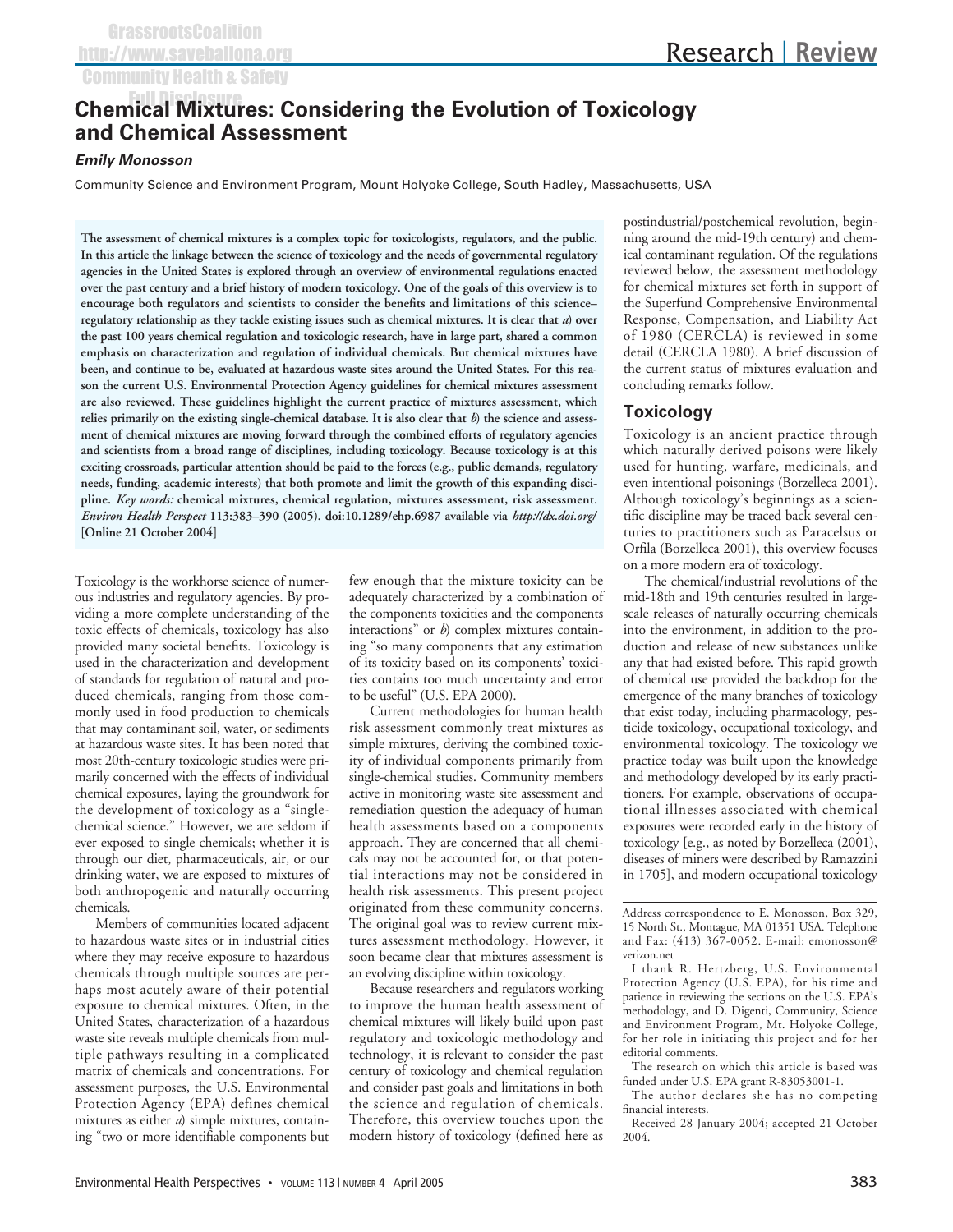GrassrootsCoalition
http://www.saveballona.org
Community Health & Safety
Full Disclosure

# Chemical Mixtures: Considering the Evolution of Toxicology and Chemical Assessment

***Emily Monosson***

Community Science and Environment Program, Mount Holyoke College, South Hadley, Massachusetts, USA

**The assessment of chemical mixtures is a complex topic for toxicologists, regulators, and the public. In this article the linkage between the science of toxicology and the needs of governmental regulatory agencies in the United States is explored through an overview of environmental regulations enacted over the past century and a brief history of modern toxicology. One of the goals of this overview is to encourage both regulators and scientists to consider the benefits and limitations of this science–regulatory relationship as they tackle existing issues such as chemical mixtures. It is clear that *a*) over the past 100 years chemical regulation and toxicologic research, have in large part, shared a common emphasis on characterization and regulation of individual chemicals. But chemical mixtures have been, and continue to be, evaluated at hazardous waste sites around the United States. For this reason the current U.S. Environmental Protection Agency guidelines for chemical mixtures assessment are also reviewed. These guidelines highlight the current practice of mixtures assessment, which relies primarily on the existing single-chemical database. It is also clear that *b*) the science and assessment of chemical mixtures are moving forward through the combined efforts of regulatory agencies and scientists from a broad range of disciplines, including toxicology. Because toxicology is at this exciting crossroads, particular attention should be paid to the forces (e.g., public demands, regulatory needs, funding, academic interests) that both promote and limit the growth of this expanding discipline. *Key words:* chemical mixtures, chemical regulation, mixtures assessment, risk assessment. *Environ Health Perspect* 113:383–390 (2005). doi:10.1289/ehp.6987 available via *http://dx.doi.org/* [Online 21 October 2004]**

Toxicology is the workhorse science of numerous industries and regulatory agencies. By providing a more complete understanding of the toxic effects of chemicals, toxicology has also provided many societal benefits. Toxicology is used in the characterization and development of standards for regulation of natural and produced chemicals, ranging from those commonly used in food production to chemicals that may contaminant soil, water, or sediments at hazardous waste sites. It has been noted that most 20th-century toxicologic studies were primarily concerned with the effects of individual chemical exposures, laying the groundwork for the development of toxicology as a "single-chemical science." However, we are seldom if ever exposed to single chemicals; whether it is through our diet, pharmaceuticals, air, or our drinking water, we are exposed to mixtures of both anthropogenic and naturally occurring chemicals.

Members of communities located adjacent to hazardous waste sites or in industrial cities where they may receive exposure to hazardous chemicals through multiple sources are perhaps most acutely aware of their potential exposure to chemical mixtures. Often, in the United States, characterization of a hazardous waste site reveals multiple chemicals from multiple pathways resulting in a complicated matrix of chemicals and concentrations. For assessment purposes, the U.S. Environmental Protection Agency (EPA) defines chemical mixtures as either *a*) simple mixtures, containing "two or more identifiable components but few enough that the mixture toxicity can be adequately characterized by a combination of the components toxicities and the components interactions" or *b*) complex mixtures containing "so many components that any estimation of its toxicity based on its components' toxicities contains too much uncertainty and error to be useful" (U.S. EPA 2000).

Current methodologies for human health risk assessment commonly treat mixtures as simple mixtures, deriving the combined toxicity of individual components primarily from single-chemical studies. Community members active in monitoring waste site assessment and remediation question the adequacy of human health assessments based on a components approach. They are concerned that all chemicals may not be accounted for, or that potential interactions may not be considered in health risk assessments. This present project originated from these community concerns. The original goal was to review current mixtures assessment methodology. However, it soon became clear that mixtures assessment is an evolving discipline within toxicology.

Because researchers and regulators working to improve the human health assessment of chemical mixtures will likely build upon past regulatory and toxicologic methodology and technology, it is relevant to consider the past century of toxicology and chemical regulation and consider past goals and limitations in both the science and regulation of chemicals. Therefore, this overview touches upon the modern history of toxicology (defined here as postindustrial/postchemical revolution, beginning around the mid-19th century) and chemical contaminant regulation. Of the regulations reviewed below, the assessment methodology for chemical mixtures set forth in support of the Superfund Comprehensive Environmental Response, Compensation, and Liability Act of 1980 (CERCLA) is reviewed in some detail (CERCLA 1980). A brief discussion of the current status of mixtures evaluation and concluding remarks follow.

## Toxicology

Toxicology is an ancient practice through which naturally derived poisons were likely used for hunting, warfare, medicinals, and even intentional poisonings (Borzelleca 2001). Although toxicology's beginnings as a scientific discipline may be traced back several centuries to practitioners such as Paracelsus or Orfila (Borzelleca 2001), this overview focuses on a more modern era of toxicology.

The chemical/industrial revolutions of the mid-18th and 19th centuries resulted in large-scale releases of naturally occurring chemicals into the environment, in addition to the production and release of new substances unlike any that had existed before. This rapid growth of chemical use provided the backdrop for the emergence of the many branches of toxicology that exist today, including pharmacology, pesticide toxicology, occupational toxicology, and environmental toxicology. The toxicology we practice today was built upon the knowledge and methodology developed by its early practitioners. For example, observations of occupational illnesses associated with chemical exposures were recorded early in the history of toxicology [e.g., as noted by Borzelleca (2001), diseases of miners were described by Ramazzini in 1705], and modern occupational toxicology

---

Address correspondence to E. Monosson, Box 329, 15 North St., Montague, MA 01351 USA. Telephone and Fax: (413) 367-0052. E-mail: emonosson@verizon.net

I thank R. Hertzberg, U.S. Environmental Protection Agency (U.S. EPA), for his time and patience in reviewing the sections on the U.S. EPA's methodology, and D. Digenti, Community, Science and Environment Program, Mt. Holyoke College, for her role in initiating this project and for her editorial comments.

The research on which this article is based was funded under U.S. EPA grant R-83053001-1.

The author declares she has no competing financial interests.

Received 28 January 2004; accepted 21 October 2004.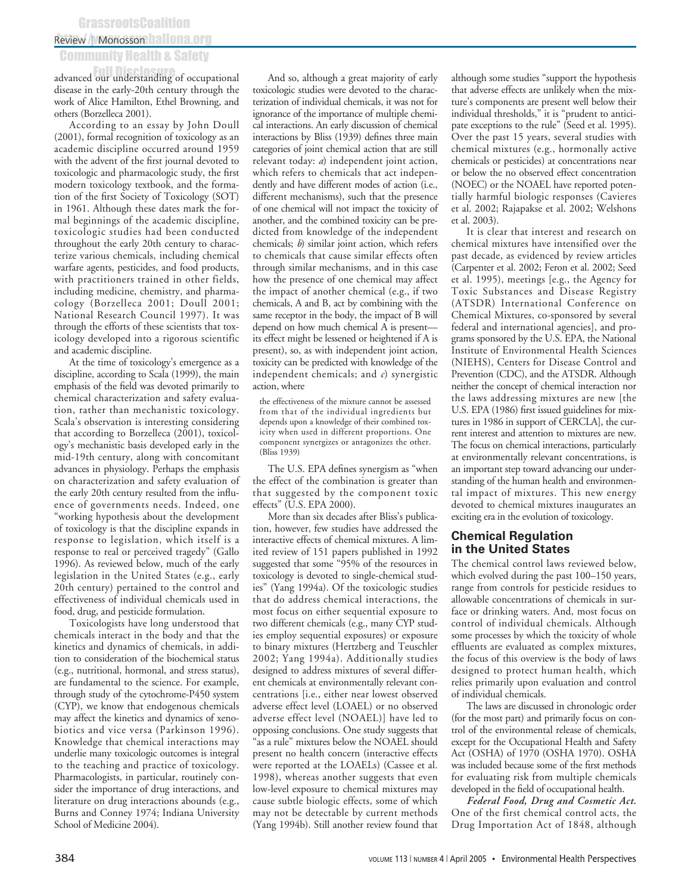advanced our understanding of occupational disease in the early-20th century through the work of Alice Hamilton, Ethel Browning, and others (Borzelleca 2001).

According to an essay by John Doull (2001), formal recognition of toxicology as an academic discipline occurred around 1959 with the advent of the first journal devoted to toxicologic and pharmacologic study, the first modern toxicology textbook, and the formation of the first Society of Toxicology (SOT) in 1961. Although these dates mark the formal beginnings of the academic discipline, toxicologic studies had been conducted throughout the early 20th century to characterize various chemicals, including chemical warfare agents, pesticides, and food products, with practitioners trained in other fields, including medicine, chemistry, and pharmacology (Borzelleca 2001; Doull 2001; National Research Council 1997). It was through the efforts of these scientists that toxicology developed into a rigorous scientific and academic discipline.

At the time of toxicology's emergence as a discipline, according to Scala (1999), the main emphasis of the field was devoted primarily to chemical characterization and safety evaluation, rather than mechanistic toxicology. Scala's observation is interesting considering that according to Borzelleca (2001), toxicology's mechanistic basis developed early in the mid-19th century, along with concomitant advances in physiology. Perhaps the emphasis on characterization and safety evaluation of the early 20th century resulted from the influence of governments needs. Indeed, one "working hypothesis about the development of toxicology is that the discipline expands in response to legislation, which itself is a response to real or perceived tragedy" (Gallo 1996). As reviewed below, much of the early legislation in the United States (e.g., early 20th century) pertained to the control and effectiveness of individual chemicals used in food, drug, and pesticide formulation.

Toxicologists have long understood that chemicals interact in the body and that the kinetics and dynamics of chemicals, in addition to consideration of the biochemical status (e.g., nutritional, hormonal, and stress status), are fundamental to the science. For example, through study of the cytochrome-P450 system (CYP), we know that endogenous chemicals may affect the kinetics and dynamics of xenobiotics and vice versa (Parkinson 1996). Knowledge that chemical interactions may underlie many toxicologic outcomes is integral to the teaching and practice of toxicology. Pharmacologists, in particular, routinely consider the importance of drug interactions, and literature on drug interactions abounds (e.g., Burns and Conney 1974; Indiana University School of Medicine 2004).

And so, although a great majority of early toxicologic studies were devoted to the characterization of individual chemicals, it was not for ignorance of the importance of multiple chemical interactions. An early discussion of chemical interactions by Bliss (1939) defines three main categories of joint chemical action that are still relevant today: *a*) independent joint action, which refers to chemicals that act independently and have different modes of action (i.e., different mechanisms), such that the presence of one chemical will not impact the toxicity of another, and the combined toxicity can be predicted from knowledge of the independent chemicals; *b*) similar joint action, which refers to chemicals that cause similar effects often through similar mechanisms, and in this case how the presence of one chemical may affect the impact of another chemical (e.g., if two chemicals, A and B, act by combining with the same receptor in the body, the impact of B will depend on how much chemical A is present—its effect might be lessened or heightened if A is present), so, as with independent joint action, toxicity can be predicted with knowledge of the independent chemicals; and *c*) synergistic action, where

> the effectiveness of the mixture cannot be assessed from that of the individual ingredients but depends upon a knowledge of their combined toxicity when used in different proportions. One component synergizes or antagonizes the other. (Bliss 1939)

The U.S. EPA defines synergism as "when the effect of the combination is greater than that suggested by the component toxic effects" (U.S. EPA 2000).

More than six decades after Bliss's publication, however, few studies have addressed the interactive effects of chemical mixtures. A limited review of 151 papers published in 1992 suggested that some "95% of the resources in toxicology is devoted to single-chemical studies" (Yang 1994a). Of the toxicologic studies that do address chemical interactions, the most focus on either sequential exposure to two different chemicals (e.g., many CYP studies employ sequential exposures) or exposure to binary mixtures (Hertzberg and Teuschler 2002; Yang 1994a). Additionally studies designed to address mixtures of several different chemicals at environmentally relevant concentrations [i.e., either near lowest observed adverse effect level (LOAEL) or no observed adverse effect level (NOAEL)] have led to opposing conclusions. One study suggests that "as a rule" mixtures below the NOAEL should present no health concern (interactive effects were reported at the LOAELs) (Cassee et al. 1998), whereas another suggests that even low-level exposure to chemical mixtures may cause subtle biologic effects, some of which may not be detectable by current methods (Yang 1994b). Still another review found that although some studies "support the hypothesis that adverse effects are unlikely when the mixture's components are present well below their individual thresholds," it is "prudent to anticipate exceptions to the rule" (Seed et al. 1995). Over the past 15 years, several studies with chemical mixtures (e.g., hormonally active chemicals or pesticides) at concentrations near or below the no observed effect concentration (NOEC) or the NOAEL have reported potentially harmful biologic responses (Cavieres et al. 2002; Rajapakse et al. 2002; Welshons et al. 2003).

It is clear that interest and research on chemical mixtures have intensified over the past decade, as evidenced by review articles (Carpenter et al. 2002; Feron et al. 2002; Seed et al. 1995), meetings [e.g., the Agency for Toxic Substances and Disease Registry (ATSDR) International Conference on Chemical Mixtures, co-sponsored by several federal and international agencies], and programs sponsored by the U.S. EPA, the National Institute of Environmental Health Sciences (NIEHS), Centers for Disease Control and Prevention (CDC), and the ATSDR. Although neither the concept of chemical interaction nor the laws addressing mixtures are new [the U.S. EPA (1986) first issued guidelines for mixtures in 1986 in support of CERCLA], the current interest and attention to mixtures are new. The focus on chemical interactions, particularly at environmentally relevant concentrations, is an important step toward advancing our understanding of the human health and environmental impact of mixtures. This new energy devoted to chemical mixtures inaugurates an exciting era in the evolution of toxicology.

## Chemical Regulation in the United States

The chemical control laws reviewed below, which evolved during the past 100–150 years, range from controls for pesticide residues to allowable concentrations of chemicals in surface or drinking waters. And, most focus on control of individual chemicals. Although some processes by which the toxicity of whole effluents are evaluated as complex mixtures, the focus of this overview is the body of laws designed to protect human health, which relies primarily upon evaluation and control of individual chemicals.

The laws are discussed in chronologic order (for the most part) and primarily focus on control of the environmental release of chemicals, except for the Occupational Health and Safety Act (OSHA) of 1970 (OSHA 1970). OSHA was included because some of the first methods for evaluating risk from multiple chemicals developed in the field of occupational health.

***Federal Food, Drug and Cosmetic Act.*** One of the first chemical control acts, the Drug Importation Act of 1848, although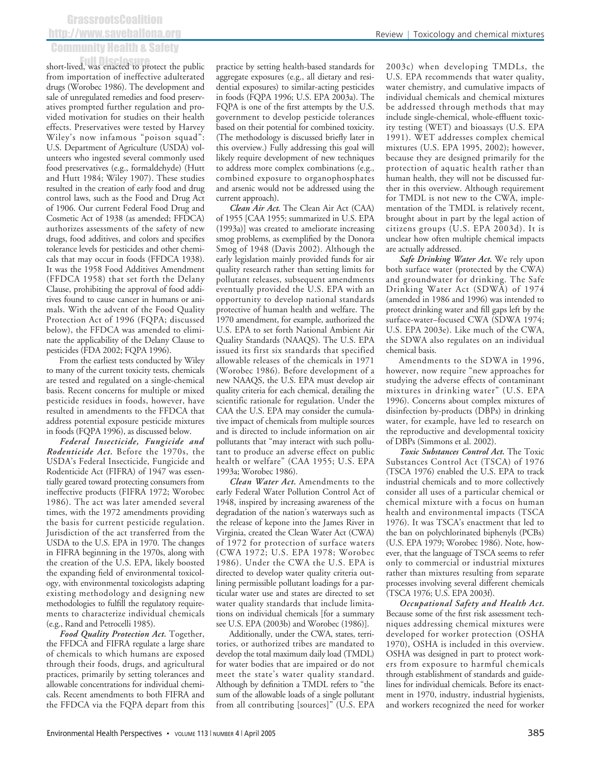short-lived, was enacted to protect the public from importation of ineffective adulterated drugs (Worobec 1986). The development and sale of unregulated remedies and food preservatives prompted further regulation and provided motivation for studies on their health effects. Preservatives were tested by Harvey Wiley's now infamous "poison squad": U.S. Department of Agriculture (USDA) volunteers who ingested several commonly used food preservatives (e.g., formaldehyde) (Hutt and Hutt 1984; Wiley 1907). These studies resulted in the creation of early food and drug control laws, such as the Food and Drug Act of 1906. Our current Federal Food Drug and Cosmetic Act of 1938 (as amended; FFDCA) authorizes assessments of the safety of new drugs, food additives, and colors and specifies tolerance levels for pesticides and other chemicals that may occur in foods (FFDCA 1938). It was the 1958 Food Additives Amendment (FFDCA 1958) that set forth the Delany Clause, prohibiting the approval of food additives found to cause cancer in humans or animals. With the advent of the Food Quality Protection Act of 1996 (FQPA; discussed below), the FFDCA was amended to eliminate the applicability of the Delany Clause to pesticides (FDA 2002; FQPA 1996).

From the earliest tests conducted by Wiley to many of the current toxicity tests, chemicals are tested and regulated on a single-chemical basis. Recent concerns for multiple or mixed pesticide residues in foods, however, have resulted in amendments to the FFDCA that address potential exposure pesticide mixtures in foods (FQPA 1996), as discussed below.

***Federal Insecticide, Fungicide and Rodenticide Act.*** Before the 1970s, the USDA's Federal Insecticide, Fungicide and Rodenticide Act (FIFRA) of 1947 was essentially geared toward protecting consumers from ineffective products (FIFRA 1972; Worobec 1986). The act was later amended several times, with the 1972 amendments providing the basis for current pesticide regulation. Jurisdiction of the act transferred from the USDA to the U.S. EPA in 1970. The changes in FIFRA beginning in the 1970s, along with the creation of the U.S. EPA, likely boosted the expanding field of environmental toxicology, with environmental toxicologists adapting existing methodology and designing new methodologies to fulfill the regulatory requirements to characterize individual chemicals (e.g., Rand and Petrocelli 1985).

***Food Quality Protection Act.*** Together, the FFDCA and FIFRA regulate a large share of chemicals to which humans are exposed through their foods, drugs, and agricultural practices, primarily by setting tolerances and allowable concentrations for individual chemicals. Recent amendments to both FIFRA and the FFDCA via the FQPA depart from this practice by setting health-based standards for aggregate exposures (e.g., all dietary and residential exposures) to similar-acting pesticides in foods (FQPA 1996; U.S. EPA 2003a). The FQPA is one of the first attempts by the U.S. government to develop pesticide tolerances based on their potential for combined toxicity. (The methodology is discussed briefly later in this overview.) Fully addressing this goal will likely require development of new techniques to address more complex combinations (e.g., combined exposure to organophosphates and arsenic would not be addressed using the current approach).

***Clean Air Act.*** The Clean Air Act (CAA) of 1955 [CAA 1955; summarized in U.S. EPA (1993a)] was created to ameliorate increasing smog problems, as exemplified by the Donora Smog of 1948 (Davis 2002). Although the early legislation mainly provided funds for air quality research rather than setting limits for pollutant releases, subsequent amendments eventually provided the U.S. EPA with an opportunity to develop national standards protective of human health and welfare. The 1970 amendment, for example, authorized the U.S. EPA to set forth National Ambient Air Quality Standards (NAAQS). The U.S. EPA issued its first six standards that specified allowable releases of the chemicals in 1971 (Worobec 1986). Before development of a new NAAQS, the U.S. EPA must develop air quality criteria for each chemical, detailing the scientific rationale for regulation. Under the CAA the U.S. EPA may consider the cumulative impact of chemicals from multiple sources and is directed to include information on air pollutants that "may interact with such pollutant to produce an adverse effect on public health or welfare" (CAA 1955; U.S. EPA 1993a; Worobec 1986).

***Clean Water Act.*** Amendments to the early Federal Water Pollution Control Act of 1948, inspired by increasing awareness of the degradation of the nation's waterways such as the release of kepone into the James River in Virginia, created the Clean Water Act (CWA) of 1972 for protection of surface waters (CWA 1972; U.S. EPA 1978; Worobec 1986). Under the CWA the U.S. EPA is directed to develop water quality criteria outlining permissible pollutant loadings for a particular water use and states are directed to set water quality standards that include limitations on individual chemicals [for a summary see U.S. EPA (2003b) and Worobec (1986)].

Additionally, under the CWA, states, territories, or authorized tribes are mandated to develop the total maximum daily load (TMDL) for water bodies that are impaired or do not meet the state's water quality standard. Although by definition a TMDL refers to "the sum of the allowable loads of a single pollutant from all contributing [sources]" (U.S. EPA 2003c) when developing TMDLs, the U.S. EPA recommends that water quality, water chemistry, and cumulative impacts of individual chemicals and chemical mixtures be addressed through methods that may include single-chemical, whole-effluent toxicity testing (WET) and bioassays (U.S. EPA 1991). WET addresses complex chemical mixtures (U.S. EPA 1995, 2002); however, because they are designed primarily for the protection of aquatic health rather than human health, they will not be discussed further in this overview. Although requirement for TMDL is not new to the CWA, implementation of the TMDL is relatively recent, brought about in part by the legal action of citizens groups (U.S. EPA 2003d). It is unclear how often multiple chemical impacts are actually addressed.

***Safe Drinking Water Act.*** We rely upon both surface water (protected by the CWA) and groundwater for drinking. The Safe Drinking Water Act (SDWA) of 1974 (amended in 1986 and 1996) was intended to protect drinking water and fill gaps left by the surface-water–focused CWA (SDWA 1974; U.S. EPA 2003e). Like much of the CWA, the SDWA also regulates on an individual chemical basis.

Amendments to the SDWA in 1996, however, now require "new approaches for studying the adverse effects of contaminant mixtures in drinking water" (U.S. EPA 1996). Concerns about complex mixtures of disinfection by-products (DBPs) in drinking water, for example, have led to research on the reproductive and developmental toxicity of DBPs (Simmons et al. 2002).

***Toxic Substances Control Act.*** The Toxic Substances Control Act (TSCA) of 1976 (TSCA 1976) enabled the U.S. EPA to track industrial chemicals and to more collectively consider all uses of a particular chemical or chemical mixture with a focus on human health and environmental impacts (TSCA 1976). It was TSCA's enactment that led to the ban on polychlorinated biphenyls (PCBs) (U.S. EPA 1979; Worobec 1986). Note, however, that the language of TSCA seems to refer only to commercial or industrial mixtures rather than mixtures resulting from separate processes involving several different chemicals (TSCA 1976; U.S. EPA 2003f).

***Occupational Safety and Health Act.*** Because some of the first risk assessment techniques addressing chemical mixtures were developed for worker protection (OSHA 1970), OSHA is included in this overview. OSHA was designed in part to protect workers from exposure to harmful chemicals through establishment of standards and guidelines for individual chemicals. Before its enactment in 1970, industry, industrial hygienists, and workers recognized the need for worker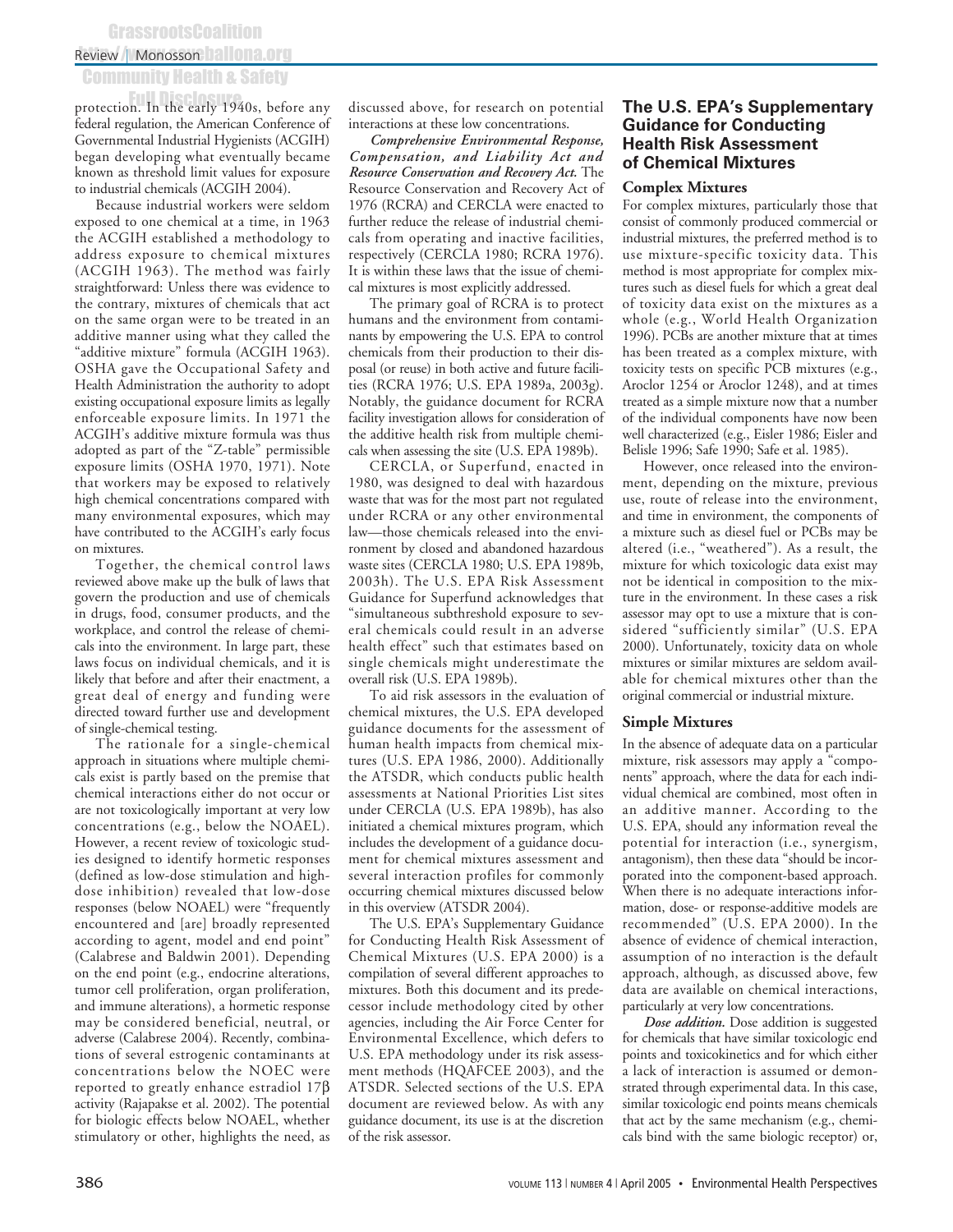protection. In the early 1940s, before any federal regulation, the American Conference of Governmental Industrial Hygienists (ACGIH) began developing what eventually became known as threshold limit values for exposure to industrial chemicals (ACGIH 2004).

Because industrial workers were seldom exposed to one chemical at a time, in 1963 the ACGIH established a methodology to address exposure to chemical mixtures (ACGIH 1963). The method was fairly straightforward: Unless there was evidence to the contrary, mixtures of chemicals that act on the same organ were to be treated in an additive manner using what they called the "additive mixture" formula (ACGIH 1963). OSHA gave the Occupational Safety and Health Administration the authority to adopt existing occupational exposure limits as legally enforceable exposure limits. In 1971 the ACGIH's additive mixture formula was thus adopted as part of the "Z-table" permissible exposure limits (OSHA 1970, 1971). Note that workers may be exposed to relatively high chemical concentrations compared with many environmental exposures, which may have contributed to the ACGIH's early focus on mixtures.

Together, the chemical control laws reviewed above make up the bulk of laws that govern the production and use of chemicals in drugs, food, consumer products, and the workplace, and control the release of chemicals into the environment. In large part, these laws focus on individual chemicals, and it is likely that before and after their enactment, a great deal of energy and funding were directed toward further use and development of single-chemical testing.

The rationale for a single-chemical approach in situations where multiple chemicals exist is partly based on the premise that chemical interactions either do not occur or are not toxicologically important at very low concentrations (e.g., below the NOAEL). However, a recent review of toxicologic studies designed to identify hormetic responses (defined as low-dose stimulation and high-dose inhibition) revealed that low-dose responses (below NOAEL) were "frequently encountered and [are] broadly represented according to agent, model and end point" (Calabrese and Baldwin 2001). Depending on the end point (e.g., endocrine alterations, tumor cell proliferation, organ proliferation, and immune alterations), a hormetic response may be considered beneficial, neutral, or adverse (Calabrese 2004). Recently, combinations of several estrogenic contaminants at concentrations below the NOEC were reported to greatly enhance estradiol 17β activity (Rajapakse et al. 2002). The potential for biologic effects below NOAEL, whether stimulatory or other, highlights the need, as discussed above, for research on potential interactions at these low concentrations.

***Comprehensive Environmental Response, Compensation, and Liability Act and Resource Conservation and Recovery Act.*** The Resource Conservation and Recovery Act of 1976 (RCRA) and CERCLA were enacted to further reduce the release of industrial chemicals from operating and inactive facilities, respectively (CERCLA 1980; RCRA 1976). It is within these laws that the issue of chemical mixtures is most explicitly addressed.

The primary goal of RCRA is to protect humans and the environment from contaminants by empowering the U.S. EPA to control chemicals from their production to their disposal (or reuse) in both active and future facilities (RCRA 1976; U.S. EPA 1989a, 2003g). Notably, the guidance document for RCRA facility investigation allows for consideration of the additive health risk from multiple chemicals when assessing the site (U.S. EPA 1989b).

CERCLA, or Superfund, enacted in 1980, was designed to deal with hazardous waste that was for the most part not regulated under RCRA or any other environmental law—those chemicals released into the environment by closed and abandoned hazardous waste sites (CERCLA 1980; U.S. EPA 1989b, 2003h). The U.S. EPA Risk Assessment Guidance for Superfund acknowledges that "simultaneous subthreshold exposure to several chemicals could result in an adverse health effect" such that estimates based on single chemicals might underestimate the overall risk (U.S. EPA 1989b).

To aid risk assessors in the evaluation of chemical mixtures, the U.S. EPA developed guidance documents for the assessment of human health impacts from chemical mixtures (U.S. EPA 1986, 2000). Additionally the ATSDR, which conducts public health assessments at National Priorities List sites under CERCLA (U.S. EPA 1989b), has also initiated a chemical mixtures program, which includes the development of a guidance document for chemical mixtures assessment and several interaction profiles for commonly occurring chemical mixtures discussed below in this overview (ATSDR 2004).

The U.S. EPA's Supplementary Guidance for Conducting Health Risk Assessment of Chemical Mixtures (U.S. EPA 2000) is a compilation of several different approaches to mixtures. Both this document and its predecessor include methodology cited by other agencies, including the Air Force Center for Environmental Excellence, which defers to U.S. EPA methodology under its risk assessment methods (HQAFCEE 2003), and the ATSDR. Selected sections of the U.S. EPA document are reviewed below. As with any guidance document, its use is at the discretion of the risk assessor.

## The U.S. EPA's Supplementary Guidance for Conducting Health Risk Assessment of Chemical Mixtures

### Complex Mixtures

For complex mixtures, particularly those that consist of commonly produced commercial or industrial mixtures, the preferred method is to use mixture-specific toxicity data. This method is most appropriate for complex mixtures such as diesel fuels for which a great deal of toxicity data exist on the mixtures as a whole (e.g., World Health Organization 1996). PCBs are another mixture that at times has been treated as a complex mixture, with toxicity tests on specific PCB mixtures (e.g., Aroclor 1254 or Aroclor 1248), and at times treated as a simple mixture now that a number of the individual components have now been well characterized (e.g., Eisler 1986; Eisler and Belisle 1996; Safe 1990; Safe et al. 1985).

However, once released into the environment, depending on the mixture, previous use, route of release into the environment, and time in environment, the components of a mixture such as diesel fuel or PCBs may be altered (i.e., "weathered"). As a result, the mixture for which toxicologic data exist may not be identical in composition to the mixture in the environment. In these cases a risk assessor may opt to use a mixture that is considered "sufficiently similar" (U.S. EPA 2000). Unfortunately, toxicity data on whole mixtures or similar mixtures are seldom available for chemical mixtures other than the original commercial or industrial mixture.

### Simple Mixtures

In the absence of adequate data on a particular mixture, risk assessors may apply a "components" approach, where the data for each individual chemical are combined, most often in an additive manner. According to the U.S. EPA, should any information reveal the potential for interaction (i.e., synergism, antagonism), then these data "should be incorporated into the component-based approach. When there is no adequate interactions information, dose- or response-additive models are recommended" (U.S. EPA 2000). In the absence of evidence of chemical interaction, assumption of no interaction is the default approach, although, as discussed above, few data are available on chemical interactions, particularly at very low concentrations.

***Dose addition.*** Dose addition is suggested for chemicals that have similar toxicologic end points and toxicokinetics and for which either a lack of interaction is assumed or demonstrated through experimental data. In this case, similar toxicologic end points means chemicals that act by the same mechanism (e.g., chemicals bind with the same biologic receptor) or,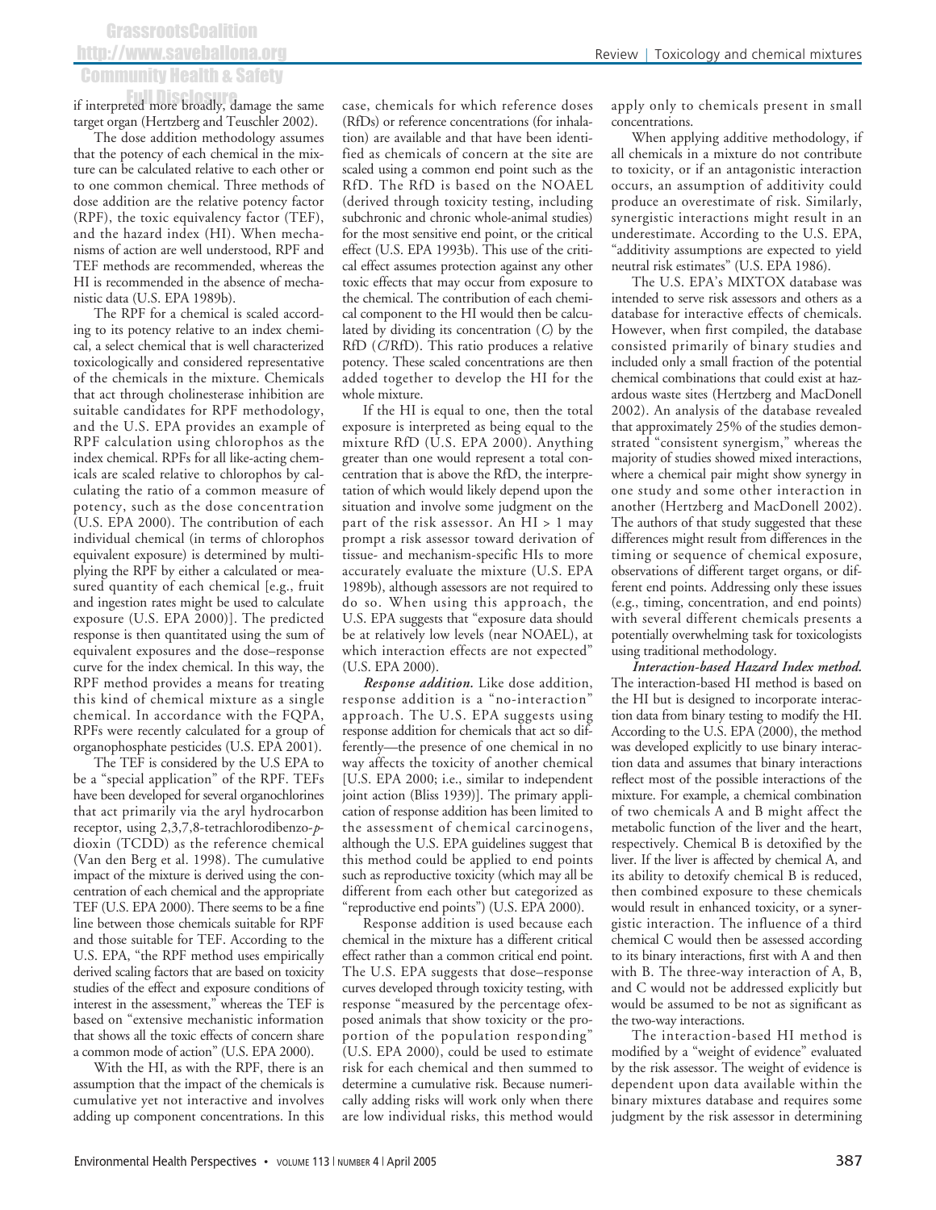if interpreted more broadly, damage the same target organ (Hertzberg and Teuschler 2002).

The dose addition methodology assumes that the potency of each chemical in the mixture can be calculated relative to each other or to one common chemical. Three methods of dose addition are the relative potency factor (RPF), the toxic equivalency factor (TEF), and the hazard index (HI). When mechanisms of action are well understood, RPF and TEF methods are recommended, whereas the HI is recommended in the absence of mechanistic data (U.S. EPA 1989b).

The RPF for a chemical is scaled according to its potency relative to an index chemical, a select chemical that is well characterized toxicologically and considered representative of the chemicals in the mixture. Chemicals that act through cholinesterase inhibition are suitable candidates for RPF methodology, and the U.S. EPA provides an example of RPF calculation using chlorophos as the index chemical. RPFs for all like-acting chemicals are scaled relative to chlorophos by calculating the ratio of a common measure of potency, such as the dose concentration (U.S. EPA 2000). The contribution of each individual chemical (in terms of chlorophos equivalent exposure) is determined by multiplying the RPF by either a calculated or measured quantity of each chemical [e.g., fruit and ingestion rates might be used to calculate exposure (U.S. EPA 2000)]. The predicted response is then quantitated using the sum of equivalent exposures and the dose–response curve for the index chemical. In this way, the RPF method provides a means for treating this kind of chemical mixture as a single chemical. In accordance with the FQPA, RPFs were recently calculated for a group of organophosphate pesticides (U.S. EPA 2001).

The TEF is considered by the U.S EPA to be a "special application" of the RPF. TEFs have been developed for several organochlorines that act primarily via the aryl hydrocarbon receptor, using 2,3,7,8-tetrachlorodibenzo-*p*-dioxin (TCDD) as the reference chemical (Van den Berg et al. 1998). The cumulative impact of the mixture is derived using the concentration of each chemical and the appropriate TEF (U.S. EPA 2000). There seems to be a fine line between those chemicals suitable for RPF and those suitable for TEF. According to the U.S. EPA, "the RPF method uses empirically derived scaling factors that are based on toxicity studies of the effect and exposure conditions of interest in the assessment," whereas the TEF is based on "extensive mechanistic information that shows all the toxic effects of concern share a common mode of action" (U.S. EPA 2000).

With the HI, as with the RPF, there is an assumption that the impact of the chemicals is cumulative yet not interactive and involves adding up component concentrations. In this case, chemicals for which reference doses (RfDs) or reference concentrations (for inhalation) are available and that have been identified as chemicals of concern at the site are scaled using a common end point such as the RfD. The RfD is based on the NOAEL (derived through toxicity testing, including subchronic and chronic whole-animal studies) for the most sensitive end point, or the critical effect (U.S. EPA 1993b). This use of the critical effect assumes protection against any other toxic effects that may occur from exposure to the chemical. The contribution of each chemical component to the HI would then be calculated by dividing its concentration ($C$) by the RfD ($C$/RfD). This ratio produces a relative potency. These scaled concentrations are then added together to develop the HI for the whole mixture.

If the HI is equal to one, then the total exposure is interpreted as being equal to the mixture RfD (U.S. EPA 2000). Anything greater than one would represent a total concentration that is above the RfD, the interpretation of which would likely depend upon the situation and involve some judgment on the part of the risk assessor. An HI > 1 may prompt a risk assessor toward derivation of tissue- and mechanism-specific HIs to more accurately evaluate the mixture (U.S. EPA 1989b), although assessors are not required to do so. When using this approach, the U.S. EPA suggests that "exposure data should be at relatively low levels (near NOAEL), at which interaction effects are not expected" (U.S. EPA 2000).

***Response addition.*** Like dose addition, response addition is a "no-interaction" approach. The U.S. EPA suggests using response addition for chemicals that act so differently—the presence of one chemical in no way affects the toxicity of another chemical [U.S. EPA 2000; i.e., similar to independent joint action (Bliss 1939)]. The primary application of response addition has been limited to the assessment of chemical carcinogens, although the U.S. EPA guidelines suggest that this method could be applied to end points such as reproductive toxicity (which may all be different from each other but categorized as "reproductive end points") (U.S. EPA 2000).

Response addition is used because each chemical in the mixture has a different critical effect rather than a common critical end point. The U.S. EPA suggests that dose–response curves developed through toxicity testing, with response "measured by the percentage ofexposed animals that show toxicity or the proportion of the population responding" (U.S. EPA 2000), could be used to estimate risk for each chemical and then summed to determine a cumulative risk. Because numerically adding risks will work only when there are low individual risks, this method would apply only to chemicals present in small concentrations.

When applying additive methodology, if all chemicals in a mixture do not contribute to toxicity, or if an antagonistic interaction occurs, an assumption of additivity could produce an overestimate of risk. Similarly, synergistic interactions might result in an underestimate. According to the U.S. EPA, "additivity assumptions are expected to yield neutral risk estimates" (U.S. EPA 1986).

The U.S. EPA's MIXTOX database was intended to serve risk assessors and others as a database for interactive effects of chemicals. However, when first compiled, the database consisted primarily of binary studies and included only a small fraction of the potential chemical combinations that could exist at hazardous waste sites (Hertzberg and MacDonell 2002). An analysis of the database revealed that approximately 25% of the studies demonstrated "consistent synergism," whereas the majority of studies showed mixed interactions, where a chemical pair might show synergy in one study and some other interaction in another (Hertzberg and MacDonell 2002). The authors of that study suggested that these differences might result from differences in the timing or sequence of chemical exposure, observations of different target organs, or different end points. Addressing only these issues (e.g., timing, concentration, and end points) with several different chemicals presents a potentially overwhelming task for toxicologists using traditional methodology.

***Interaction-based Hazard Index method.*** The interaction-based HI method is based on the HI but is designed to incorporate interaction data from binary testing to modify the HI. According to the U.S. EPA (2000), the method was developed explicitly to use binary interaction data and assumes that binary interactions reflect most of the possible interactions of the mixture. For example, a chemical combination of two chemicals A and B might affect the metabolic function of the liver and the heart, respectively. Chemical B is detoxified by the liver. If the liver is affected by chemical A, and its ability to detoxify chemical B is reduced, then combined exposure to these chemicals would result in enhanced toxicity, or a synergistic interaction. The influence of a third chemical C would then be assessed according to its binary interactions, first with A and then with B. The three-way interaction of A, B, and C would not be addressed explicitly but would be assumed to be not as significant as the two-way interactions.

The interaction-based HI method is modified by a "weight of evidence" evaluated by the risk assessor. The weight of evidence is dependent upon data available within the binary mixtures database and requires some judgment by the risk assessor in determining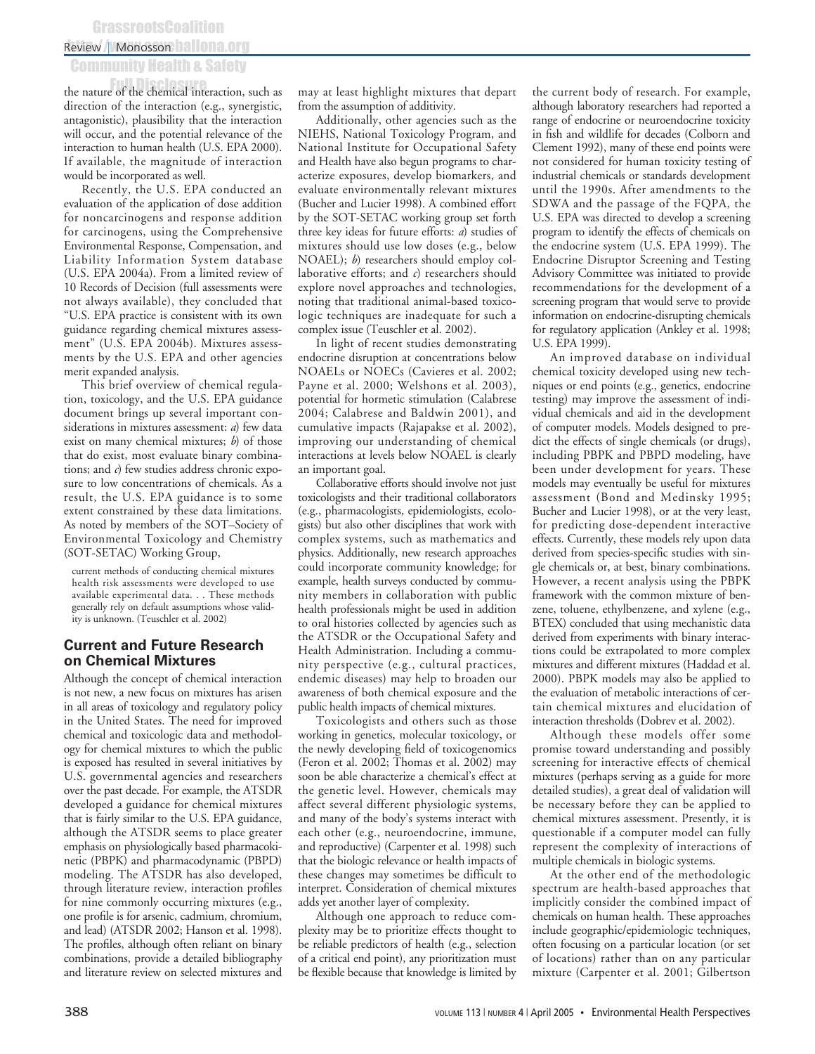the nature of the chemical interaction, such as direction of the interaction (e.g., synergistic, antagonistic), plausibility that the interaction will occur, and the potential relevance of the interaction to human health (U.S. EPA 2000). If available, the magnitude of interaction would be incorporated as well.

Recently, the U.S. EPA conducted an evaluation of the application of dose addition for noncarcinogens and response addition for carcinogens, using the Comprehensive Environmental Response, Compensation, and Liability Information System database (U.S. EPA 2004a). From a limited review of 10 Records of Decision (full assessments were not always available), they concluded that "U.S. EPA practice is consistent with its own guidance regarding chemical mixtures assessment" (U.S. EPA 2004b). Mixtures assessments by the U.S. EPA and other agencies merit expanded analysis.

This brief overview of chemical regulation, toxicology, and the U.S. EPA guidance document brings up several important considerations in mixtures assessment: *a*) few data exist on many chemical mixtures; *b*) of those that do exist, most evaluate binary combinations; and *c*) few studies address chronic exposure to low concentrations of chemicals. As a result, the U.S. EPA guidance is to some extent constrained by these data limitations. As noted by members of the SOT–Society of Environmental Toxicology and Chemistry (SOT-SETAC) Working Group,

> current methods of conducting chemical mixtures health risk assessments were developed to use available experimental data. . . These methods generally rely on default assumptions whose validity is unknown. (Teuschler et al. 2002)

## Current and Future Research on Chemical Mixtures

Although the concept of chemical interaction is not new, a new focus on mixtures has arisen in all areas of toxicology and regulatory policy in the United States. The need for improved chemical and toxicologic data and methodology for chemical mixtures to which the public is exposed has resulted in several initiatives by U.S. governmental agencies and researchers over the past decade. For example, the ATSDR developed a guidance for chemical mixtures that is fairly similar to the U.S. EPA guidance, although the ATSDR seems to place greater emphasis on physiologically based pharmacokinetic (PBPK) and pharmacodynamic (PBPD) modeling. The ATSDR has also developed, through literature review, interaction profiles for nine commonly occurring mixtures (e.g., one profile is for arsenic, cadmium, chromium, and lead) (ATSDR 2002; Hanson et al. 1998). The profiles, although often reliant on binary combinations, provide a detailed bibliography and literature review on selected mixtures and may at least highlight mixtures that depart from the assumption of additivity.

Additionally, other agencies such as the NIEHS, National Toxicology Program, and National Institute for Occupational Safety and Health have also begun programs to characterize exposures, develop biomarkers, and evaluate environmentally relevant mixtures (Bucher and Lucier 1998). A combined effort by the SOT-SETAC working group set forth three key ideas for future efforts: *a*) studies of mixtures should use low doses (e.g., below NOAEL); *b*) researchers should employ collaborative efforts; and *c*) researchers should explore novel approaches and technologies, noting that traditional animal-based toxicologic techniques are inadequate for such a complex issue (Teuschler et al. 2002).

In light of recent studies demonstrating endocrine disruption at concentrations below NOAELs or NOECs (Cavieres et al. 2002; Payne et al. 2000; Welshons et al. 2003), potential for hormetic stimulation (Calabrese 2004; Calabrese and Baldwin 2001), and cumulative impacts (Rajapakse et al. 2002), improving our understanding of chemical interactions at levels below NOAEL is clearly an important goal.

Collaborative efforts should involve not just toxicologists and their traditional collaborators (e.g., pharmacologists, epidemiologists, ecologists) but also other disciplines that work with complex systems, such as mathematics and physics. Additionally, new research approaches could incorporate community knowledge; for example, health surveys conducted by community members in collaboration with public health professionals might be used in addition to oral histories collected by agencies such as the ATSDR or the Occupational Safety and Health Administration. Including a community perspective (e.g., cultural practices, endemic diseases) may help to broaden our awareness of both chemical exposure and the public health impacts of chemical mixtures.

Toxicologists and others such as those working in genetics, molecular toxicology, or the newly developing field of toxicogenomics (Feron et al. 2002; Thomas et al. 2002) may soon be able characterize a chemical's effect at the genetic level. However, chemicals may affect several different physiologic systems, and many of the body's systems interact with each other (e.g., neuroendocrine, immune, and reproductive) (Carpenter et al. 1998) such that the biologic relevance or health impacts of these changes may sometimes be difficult to interpret. Consideration of chemical mixtures adds yet another layer of complexity.

Although one approach to reduce complexity may be to prioritize effects thought to be reliable predictors of health (e.g., selection of a critical end point), any prioritization must be flexible because that knowledge is limited by the current body of research. For example, although laboratory researchers had reported a range of endocrine or neuroendocrine toxicity in fish and wildlife for decades (Colborn and Clement 1992), many of these end points were not considered for human toxicity testing of industrial chemicals or standards development until the 1990s. After amendments to the SDWA and the passage of the FQPA, the U.S. EPA was directed to develop a screening program to identify the effects of chemicals on the endocrine system (U.S. EPA 1999). The Endocrine Disruptor Screening and Testing Advisory Committee was initiated to provide recommendations for the development of a screening program that would serve to provide information on endocrine-disrupting chemicals for regulatory application (Ankley et al. 1998; U.S. EPA 1999).

An improved database on individual chemical toxicity developed using new techniques or end points (e.g., genetics, endocrine testing) may improve the assessment of individual chemicals and aid in the development of computer models. Models designed to predict the effects of single chemicals (or drugs), including PBPK and PBPD modeling, have been under development for years. These models may eventually be useful for mixtures assessment (Bond and Medinsky 1995; Bucher and Lucier 1998), or at the very least, for predicting dose-dependent interactive effects. Currently, these models rely upon data derived from species-specific studies with single chemicals or, at best, binary combinations. However, a recent analysis using the PBPK framework with the common mixture of benzene, toluene, ethylbenzene, and xylene (e.g., BTEX) concluded that using mechanistic data derived from experiments with binary interactions could be extrapolated to more complex mixtures and different mixtures (Haddad et al. 2000). PBPK models may also be applied to the evaluation of metabolic interactions of certain chemical mixtures and elucidation of interaction thresholds (Dobrev et al. 2002).

Although these models offer some promise toward understanding and possibly screening for interactive effects of chemical mixtures (perhaps serving as a guide for more detailed studies), a great deal of validation will be necessary before they can be applied to chemical mixtures assessment. Presently, it is questionable if a computer model can fully represent the complexity of interactions of multiple chemicals in biologic systems.

At the other end of the methodologic spectrum are health-based approaches that implicitly consider the combined impact of chemicals on human health. These approaches include geographic/epidemiologic techniques, often focusing on a particular location (or set of locations) rather than on any particular mixture (Carpenter et al. 2001; Gilbertson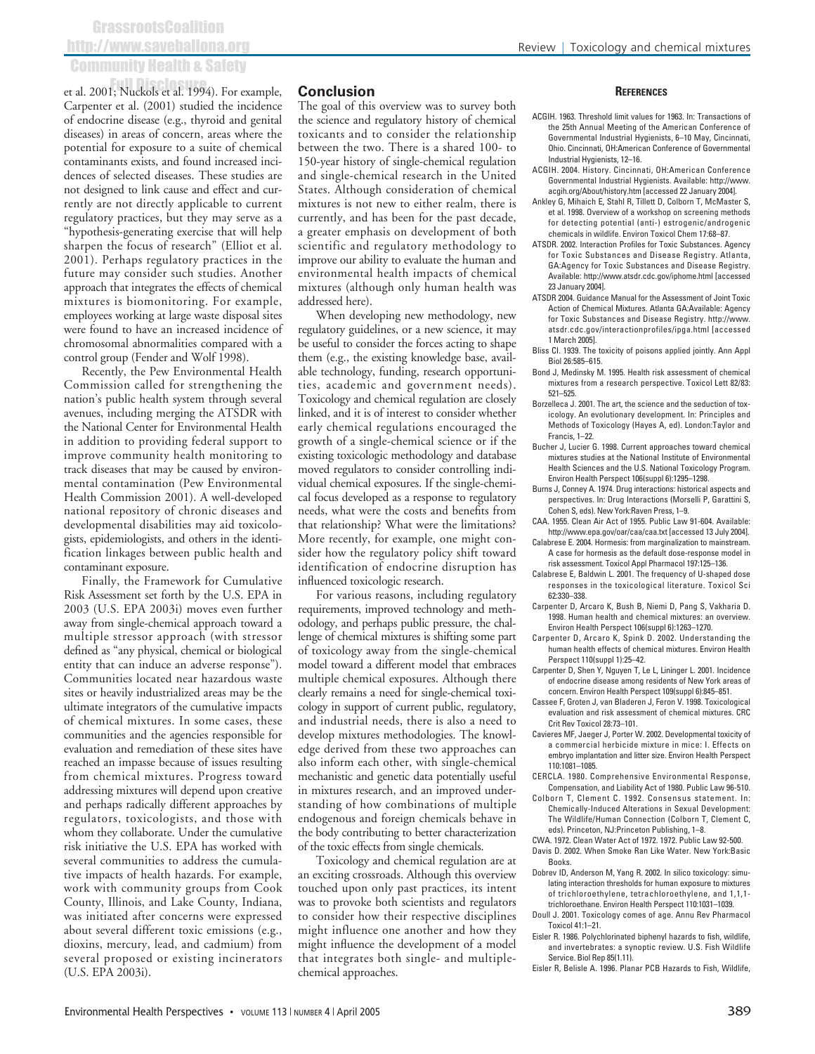et al. 2001; Nuckols et al. 1994). For example, Carpenter et al. (2001) studied the incidence of endocrine disease (e.g., thyroid and genital diseases) in areas of concern, areas where the potential for exposure to a suite of chemical contaminants exists, and found increased incidences of selected diseases. These studies are not designed to link cause and effect and currently are not directly applicable to current regulatory practices, but they may serve as a "hypothesis-generating exercise that will help sharpen the focus of research" (Elliot et al. 2001). Perhaps regulatory practices in the future may consider such studies. Another approach that integrates the effects of chemical mixtures is biomonitoring. For example, employees working at large waste disposal sites were found to have an increased incidence of chromosomal abnormalities compared with a control group (Fender and Wolf 1998).

Recently, the Pew Environmental Health Commission called for strengthening the nation's public health system through several avenues, including merging the ATSDR with the National Center for Environmental Health in addition to providing federal support to improve community health monitoring to track diseases that may be caused by environmental contamination (Pew Environmental Health Commission 2001). A well-developed national repository of chronic diseases and developmental disabilities may aid toxicologists, epidemiologists, and others in the identification linkages between public health and contaminant exposure.

Finally, the Framework for Cumulative Risk Assessment set forth by the U.S. EPA in 2003 (U.S. EPA 2003i) moves even further away from single-chemical approach toward a multiple stressor approach (with stressor defined as "any physical, chemical or biological entity that can induce an adverse response"). Communities located near hazardous waste sites or heavily industrialized areas may be the ultimate integrators of the cumulative impacts of chemical mixtures. In some cases, these communities and the agencies responsible for evaluation and remediation of these sites have reached an impasse because of issues resulting from chemical mixtures. Progress toward addressing mixtures will depend upon creative and perhaps radically different approaches by regulators, toxicologists, and those with whom they collaborate. Under the cumulative risk initiative the U.S. EPA has worked with several communities to address the cumulative impacts of health hazards. For example, work with community groups from Cook County, Illinois, and Lake County, Indiana, was initiated after concerns were expressed about several different toxic emissions (e.g., dioxins, mercury, lead, and cadmium) from several proposed or existing incinerators (U.S. EPA 2003i).

## Conclusion

The goal of this overview was to survey both the science and regulatory history of chemical toxicants and to consider the relationship between the two. There is a shared 100- to 150-year history of single-chemical regulation and single-chemical research in the United States. Although consideration of chemical mixtures is not new to either realm, there is currently, and has been for the past decade, a greater emphasis on development of both scientific and regulatory methodology to improve our ability to evaluate the human and environmental health impacts of chemical mixtures (although only human health was addressed here).

When developing new methodology, new regulatory guidelines, or a new science, it may be useful to consider the forces acting to shape them (e.g., the existing knowledge base, available technology, funding, research opportunities, academic and government needs). Toxicology and chemical regulation are closely linked, and it is of interest to consider whether early chemical regulations encouraged the growth of a single-chemical science or if the existing toxicologic methodology and database moved regulators to consider controlling individual chemical exposures. If the single-chemical focus developed as a response to regulatory needs, what were the costs and benefits from that relationship? What were the limitations? More recently, for example, one might consider how the regulatory policy shift toward identification of endocrine disruption has influenced toxicologic research.

For various reasons, including regulatory requirements, improved technology and methodology, and perhaps public pressure, the challenge of chemical mixtures is shifting some part of toxicology away from the single-chemical model toward a different model that embraces multiple chemical exposures. Although there clearly remains a need for single-chemical toxicology in support of current public, regulatory, and industrial needs, there is also a need to develop mixtures methodologies. The knowledge derived from these two approaches can also inform each other, with single-chemical mechanistic and genetic data potentially useful in mixtures research, and an improved understanding of how combinations of multiple endogenous and foreign chemicals behave in the body contributing to better characterization of the toxic effects from single chemicals.

Toxicology and chemical regulation are at an exciting crossroads. Although this overview touched upon only past practices, its intent was to provoke both scientists and regulators to consider how their respective disciplines might influence one another and how they might influence the development of a model that integrates both single- and multiple-chemical approaches.

### References

ACGIH. 1963. Threshold limit values for 1963. In: Transactions of the 25th Annual Meeting of the American Conference of Governmental Industrial Hygienists, 6–10 May, Cincinnati, Ohio. Cincinnati, OH:American Conference of Governmental Industrial Hygienists, 12–16.

ACGIH. 2004. History. Cincinnati, OH:American Conference Governmental Industrial Hygienists. Available: http://www.acgih.org/About/history.htm [accessed 22 January 2004].

Ankley G, Mihaich E, Stahl R, Tillett D, Colborn T, McMaster S, et al. 1998. Overview of a workshop on screening methods for detecting potential (anti-) estrogenic/androgenic chemicals in wildlife. Environ Toxicol Chem 17:68–87.

ATSDR. 2002. Interaction Profiles for Toxic Substances. Agency for Toxic Substances and Disease Registry. Atlanta, GA:Agency for Toxic Substances and Disease Registry. Available: http://www.atsdr.cdc.gov/iphome.html [accessed 23 January 2004].

ATSDR 2004. Guidance Manual for the Assessment of Joint Toxic Action of Chemical Mixtures. Atlanta GA:Available: Agency for Toxic Substances and Disease Registry. http://www.atsdr.cdc.gov/interactionprofiles/ipga.html [accessed 1 March 2005].

Bliss CI. 1939. The toxicity of poisons applied jointly. Ann Appl Biol 26:585–615.

Bond J, Medinsky M. 1995. Health risk assessment of chemical mixtures from a research perspective. Toxicol Lett 82/83: 521–525.

Borzelleca J. 2001. The art, the science and the seduction of toxicology. An evolutionary development. In: Principles and Methods of Toxicology (Hayes A, ed). London:Taylor and Francis, 1–22.

Bucher J, Lucier G. 1998. Current approaches toward chemical mixtures studies at the National Institute of Environmental Health Sciences and the U.S. National Toxicology Program. Environ Health Perspect 106(suppl 6):1295–1298.

Burns J, Conney A. 1974. Drug interactions: historical aspects and perspectives. In: Drug Interactions (Morselli P, Garattini S, Cohen S, eds). New York:Raven Press, 1–9.

CAA. 1955. Clean Air Act of 1955. Public Law 91-604. Available: http://www.epa.gov/oar/caa/caa.txt [accessed 13 July 2004].

Calabrese E. 2004. Hormesis: from marginalization to mainstream. A case for hormesis as the default dose-response model in risk assessment. Toxicol Appl Pharmacol 197:125–136.

Calabrese E, Baldwin L. 2001. The frequency of U-shaped dose responses in the toxicological literature. Toxicol Sci 62:330–338.

Carpenter D, Arcaro K, Bush B, Niemi D, Pang S, Vakharia D. 1998. Human health and chemical mixtures: an overview. Environ Health Perspect 106(suppl 6):1263–1270.

Carpenter D, Arcaro K, Spink D. 2002. Understanding the human health effects of chemical mixtures. Environ Health Perspect 110(suppl 1):25–42.

Carpenter D, Shen Y, Nguyen T, Le L, Lininger L. 2001. Incidence of endocrine disease among residents of New York areas of concern. Environ Health Perspect 109(suppl 6):845–851.

Cassee F, Groten J, van Bladeren J, Feron V. 1998. Toxicological evaluation and risk assessment of chemical mixtures. CRC Crit Rev Toxicol 28:73–101.

Cavieres MF, Jaeger J, Porter W. 2002. Developmental toxicity of a commercial herbicide mixture in mice: I. Effects on embryo implantation and litter size. Environ Health Perspect 110:1081–1085.

CERCLA. 1980. Comprehensive Environmental Response, Compensation, and Liability Act of 1980. Public Law 96-510.

Colborn T, Clement C. 1992. Consensus statement. In: Chemically-Induced Alterations in Sexual Development: The Wildlife/Human Connection (Colborn T, Clement C, eds). Princeton, NJ:Princeton Publishing, 1–8.

CWA. 1972. Clean Water Act of 1972. 1972. Public Law 92-500.

Davis D. 2002. When Smoke Ran Like Water. New York:Basic Books.

Dobrev ID, Anderson M, Yang R. 2002. In silico toxicology: simulating interaction thresholds for human exposure to mixtures of trichloroethylene, tetrachloroethylene, and 1,1,1-trichloroethane. Environ Health Perspect 110:1031–1039.

Doull J. 2001. Toxicology comes of age. Annu Rev Pharmacol Toxicol 41:1–21.

Eisler R. 1986. Polychlorinated biphenyl hazards to fish, wildlife, and invertebrates: a synoptic review. U.S. Fish Wildlife Service. Biol Rep 85(1.11).

Eisler R, Belisle A. 1996. Planar PCB Hazards to Fish, Wildlife,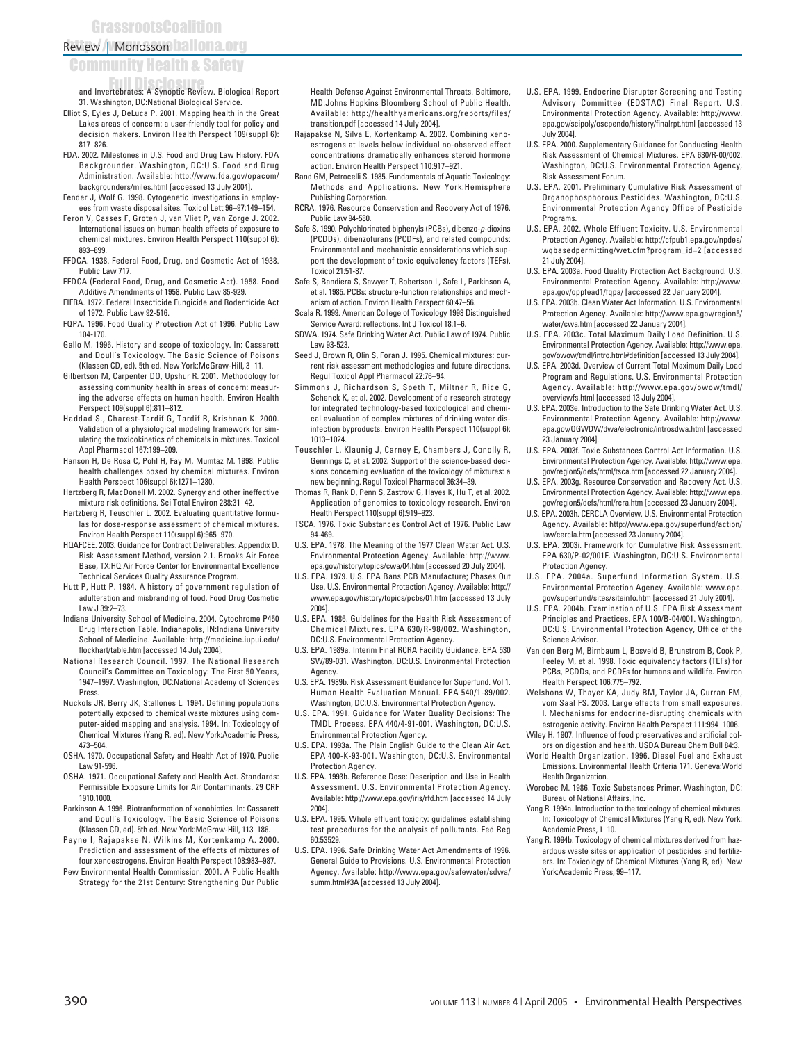and Invertebrates: A Synoptic Review. Biological Report 31. Washington, DC:National Biological Service.

Elliot S, Eyles J, DeLuca P. 2001. Mapping health in the Great Lakes areas of concern: a user-friendly tool for policy and decision makers. Environ Health Perspect 109(suppl 6): 817–826.

FDA. 2002. Milestones in U.S. Food and Drug Law History. FDA Backgrounder. Washington, DC:U.S. Food and Drug Administration. Available: http://www.fda.gov/opacom/backgrounders/miles.html [accessed 13 July 2004].

Fender J, Wolf G. 1998. Cytogenetic investigations in employees from waste disposal sites. Toxicol Lett 96–97:149–154.

Feron V, Casses F, Groten J, van Vliet P, van Zorge J. 2002. International issues on human health effects of exposure to chemical mixtures. Environ Health Perspect 110(suppl 6): 893–899.

FFDCA. 1938. Federal Food, Drug, and Cosmetic Act of 1938. Public Law 717.

FFDCA (Federal Food, Drug, and Cosmetic Act). 1958. Food Additive Amendments of 1958. Public Law 85-929.

FIFRA. 1972. Federal Insecticide Fungicide and Rodenticide Act of 1972. Public Law 92-516.

FQPA. 1996. Food Quality Protection Act of 1996. Public Law 104-170.

Gallo M. 1996. History and scope of toxicology. In: Cassarett and Doull's Toxicology. The Basic Science of Poisons (Klassen CD, ed). 5th ed. New York:McGraw-Hill, 3–11.

Gilbertson M, Carpenter DO, Upshur R. 2001. Methodology for assessing community health in areas of concern: measuring the adverse effects on human health. Environ Health Perspect 109(suppl 6):811–812.

Haddad S., Charest-Tardif G, Tardif R, Krishnan K. 2000. Validation of a physiological modeling framework for simulating the toxicokinetics of chemicals in mixtures. Toxicol Appl Pharmacol 167:199–209.

Hanson H, De Rosa C, Pohl H, Fay M, Mumtaz M. 1998. Public health challenges posed by chemical mixtures. Environ Health Perspect 106(suppl 6):1271–1280.

Hertzberg R, MacDonell M. 2002. Synergy and other ineffective mixture risk definitions. Sci Total Environ 288:31–42.

Hertzberg R, Teuschler L. 2002. Evaluating quantitative formulas for dose-response assessment of chemical mixtures. Environ Health Perspect 110(suppl 6):965–970.

HQAFCEE. 2003. Guidance for Contract Deliverables. Appendix D. Risk Assessment Method, version 2.1. Brooks Air Force Base, TX:HQ Air Force Center for Environmental Excellence Technical Services Quality Assurance Program.

Hutt P, Hutt P. 1984. A history of government regulation of adulteration and misbranding of food. Food Drug Cosmetic Law J 39:2–73.

Indiana University School of Medicine. 2004. Cytochrome P450 Drug Interaction Table. Indianapolis, IN:Indiana University School of Medicine. Available: http://medicine.iupui.edu/flockhart/table.htm [accessed 14 July 2004].

National Research Council. 1997. The National Research Council's Committee on Toxicology: The First 50 Years, 1947–1997. Washington, DC:National Academy of Sciences Press.

Nuckols JR, Berry JK, Stallones L. 1994. Defining populations potentially exposed to chemical waste mixtures using computer-aided mapping and analysis. 1994. In: Toxicology of Chemical Mixtures (Yang R, ed). New York:Academic Press, 473–504.

OSHA. 1970. Occupational Safety and Health Act of 1970. Public Law 91-596.

OSHA. 1971. Occupational Safety and Health Act. Standards: Permissible Exposure Limits for Air Contaminants. 29 CRF 1910.1000.

Parkinson A. 1996. Biotranformation of xenobiotics. In: Cassarett and Doull's Toxicology. The Basic Science of Poisons (Klassen CD, ed). 5th ed. New York:McGraw-Hill, 113–186.

Payne I, Rajapakse N, Wilkins M, Kortenkamp A. 2000. Prediction and assessment of the effects of mixtures of four xenoestrogens. Environ Health Perspect 108:983–987.

Pew Environmental Health Commission. 2001. A Public Health Strategy for the 21st Century: Strengthening Our Public Health Defense Against Environmental Threats. Baltimore, MD:Johns Hopkins Bloomberg School of Public Health. Available: http://healthyamericans.org/reports/files/transition.pdf [accessed 14 July 2004].

Rajapakse N, Silva E, Kortenkamp A. 2002. Combining xenoestrogens at levels below individual no-observed effect concentrations dramatically enhances steroid hormone action. Environ Health Perspect 110:917–921.

Rand GM, Petrocelli S. 1985. Fundamentals of Aquatic Toxicology: Methods and Applications. New York:Hemisphere Publishing Corporation.

RCRA. 1976. Resource Conservation and Recovery Act of 1976. Public Law 94-580.

Safe S. 1990. Polychlorinated biphenyls (PCBs), dibenzo-*p*-dioxins (PCDDs), dibenzofurans (PCDFs), and related compounds: Environmental and mechanistic considerations which support the development of toxic equivalency factors (TEFs). Toxicol 21:51-87.

Safe S, Bandiera S, Sawyer T, Robertson L, Safe L, Parkinson A, et al. 1985. PCBs: structure-function relationships and mechanism of action. Environ Health Perspect 60:47–56.

Scala R. 1999. American College of Toxicology 1998 Distinguished Service Award: reflections. Int J Toxicol 18:1–6.

SDWA. 1974. Safe Drinking Water Act. Public Law of 1974. Public Law 93-523.

Seed J, Brown R, Olin S, Foran J. 1995. Chemical mixtures: current risk assessment methodologies and future directions. Regul Toxicol Appl Pharmacol 22:76–94.

Simmons J, Richardson S, Speth T, Miltner R, Rice G, Schenck K, et al. 2002. Development of a research strategy for integrated technology-based toxicological and chemical evaluation of complex mixtures of drinking water disinfection byproducts. Environ Health Perspect 110(suppl 6): 1013–1024.

Teuschler L, Klaunig J, Carney E, Chambers J, Conolly R, Gennings C, et al. 2002. Support of the science-based decisions concerning evaluation of the toxicology of mixtures: a new beginning. Regul Toxicol Pharmacol 36:34–39.

Thomas R, Rank D, Penn S, Zastrow G, Hayes K, Hu T, et al. 2002. Application of genomics to toxicology research. Environ Health Perspect 110(suppl 6):919–923.

TSCA. 1976. Toxic Substances Control Act of 1976. Public Law 94-469.

U.S. EPA. 1978. The Meaning of the 1977 Clean Water Act. U.S. Environmental Protection Agency. Available: http://www.epa.gov/history/topics/cwa/04.htm [accessed 20 July 2004].

U.S. EPA. 1979. U.S. EPA Bans PCB Manufacture; Phases Out Use. U.S. Environmental Protection Agency. Available: http://www.epa.gov/history/topics/pcbs/01.htm [accessed 13 July 2004].

U.S. EPA. 1986. Guidelines for the Health Risk Assessment of Chemical Mixtures. EPA 630/R-98/002. Washington, DC:U.S. Environmental Protection Agency.

U.S. EPA. 1989a. Interim Final RCRA Facility Guidance. EPA 530 SW/89-031. Washington, DC:U.S. Environmental Protection Agency.

U.S. EPA. 1989b. Risk Assessment Guidance for Superfund. Vol 1. Human Health Evaluation Manual. EPA 540/1-89/002. Washington, DC:U.S. Environmental Protection Agency.

U.S. EPA. 1991. Guidance for Water Quality Decisions: The TMDL Process. EPA 440/4-91-001. Washington, DC:U.S. Environmental Protection Agency.

U.S. EPA. 1993a. The Plain English Guide to the Clean Air Act. EPA 400-K-93-001. Washington, DC:U.S. Environmental Protection Agency.

U.S. EPA. 1993b. Reference Dose: Description and Use in Health Assessment. U.S. Environmental Protection Agency. Available: http://www.epa.gov/iris/rfd.htm [accessed 14 July 2004].

U.S. EPA. 1995. Whole effluent toxicity: guidelines establishing test procedures for the analysis of pollutants. Fed Reg 60:53529.

U.S. EPA. 1996. Safe Drinking Water Act Amendments of 1996. General Guide to Provisions. U.S. Environmental Protection Agency. Available: http://www.epa.gov/safewater/sdwa/summ.html#3A [accessed 13 July 2004].

U.S. EPA. 1999. Endocrine Disrupter Screening and Testing Advisory Committee (EDSTAC) Final Report. U.S. Environmental Protection Agency. Available: http://www.epa.gov/scipoly/oscpendo/history/finalrpt.html [accessed 13 July 2004].

U.S. EPA. 2000. Supplementary Guidance for Conducting Health Risk Assessment of Chemical Mixtures. EPA 630/R-00/002. Washington, DC:U.S. Environmental Protection Agency, Risk Assessment Forum.

U.S. EPA. 2001. Preliminary Cumulative Risk Assessment of Organophosphorous Pesticides. Washington, DC:U.S. Environmental Protection Agency Office of Pesticide Programs.

U.S. EPA. 2002. Whole Effluent Toxicity. U.S. Environmental Protection Agency. Available: http://cfpub1.epa.gov/npdes/wqbasedpermitting/wet.cfm?program_id=2 [accessed 21 July 2004].

U.S. EPA. 2003a. Food Quality Protection Act Background. U.S. Environmental Protection Agency. Available: http://www.epa.gov/oppfead1/fqpa/ [accessed 22 January 2004].

U.S. EPA. 2003b. Clean Water Act Information. U.S. Environmental Protection Agency. Available: http://www.epa.gov/region5/water/cwa.htm [accessed 22 January 2004].

U.S. EPA. 2003c. Total Maximum Daily Load Definition. U.S. Environmental Protection Agency. Available: http://www.epa.gov/owow/tmdl/intro.html#definition [accessed 13 July 2004].

U.S. EPA. 2003d. Overview of Current Total Maximum Daily Load Program and Regulations. U.S. Environmental Protection Agency. Available: http://www.epa.gov/owow/tmdl/overviewfs.html [accessed 13 July 2004].

U.S. EPA. 2003e. Introduction to the Safe Drinking Water Act. U.S. Environmental Protection Agency. Available: http://www.epa.gov/OGWDW/dwa/electronic/introsdwa.html [accessed 23 January 2004].

U.S. EPA. 2003f. Toxic Substances Control Act Information. U.S. Environmental Protection Agency. Available: http://www.epa.gov/region5/defs/html/tsca.htm [accessed 22 January 2004].

U.S. EPA. 2003g. Resource Conservation and Recovery Act. U.S. Environmental Protection Agency. Available: http://www.epa.gov/region5/defs/html/rcra.htm [accessed 23 January 2004].

U.S. EPA. 2003h. CERCLA Overview. U.S. Environmental Protection Agency. Available: http://www.epa.gov/superfund/action/law/cercla.htm [accessed 23 January 2004].

U.S. EPA. 2003i. Framework for Cumulative Risk Assessment. EPA 630/P-02/001F. Washington, DC:U.S. Environmental Protection Agency.

U.S. EPA. 2004a. Superfund Information System. U.S. Environmental Protection Agency. Available: www.epa.gov/superfund/sites/siteinfo.htm [accessed 21 July 2004].

U.S. EPA. 2004b. Examination of U.S. EPA Risk Assessment Principles and Practices. EPA 100/B-04/001. Washington, DC:U.S. Environmental Protection Agency, Office of the Science Advisor.

Van den Berg M, Birnbaum L, Bosveld B, Brunstrom B, Cook P, Feeley M, et al. 1998. Toxic equivalency factors (TEFs) for PCBs, PCDDs, and PCDFs for humans and wildlife. Environ Health Perspect 106:775–792.

Welshons W, Thayer KA, Judy BM, Taylor JA, Curran EM, vom Saal FS. 2003. Large effects from small exposures. I. Mechanisms for endocrine-disrupting chemicals with estrogenic activity. Environ Health Perspect 111:994–1006.

Wiley H. 1907. Influence of food preservatives and artificial colors on digestion and health. USDA Bureau Chem Bull 84:3.

World Health Organization. 1996. Diesel Fuel and Exhaust Emissions. Environmental Health Criteria 171. Geneva:World Health Organization.

Worobec M. 1986. Toxic Substances Primer. Washington, DC: Bureau of National Affairs, Inc.

Yang R. 1994a. Introduction to the toxicology of chemical mixtures. In: Toxicology of Chemical Mixtures (Yang R, ed). New York: Academic Press, 1–10.

Yang R. 1994b. Toxicology of chemical mixtures derived from hazardous waste sites or application of pesticides and fertilizers. In: Toxicology of Chemical Mixtures (Yang R, ed). New York:Academic Press, 99–117.